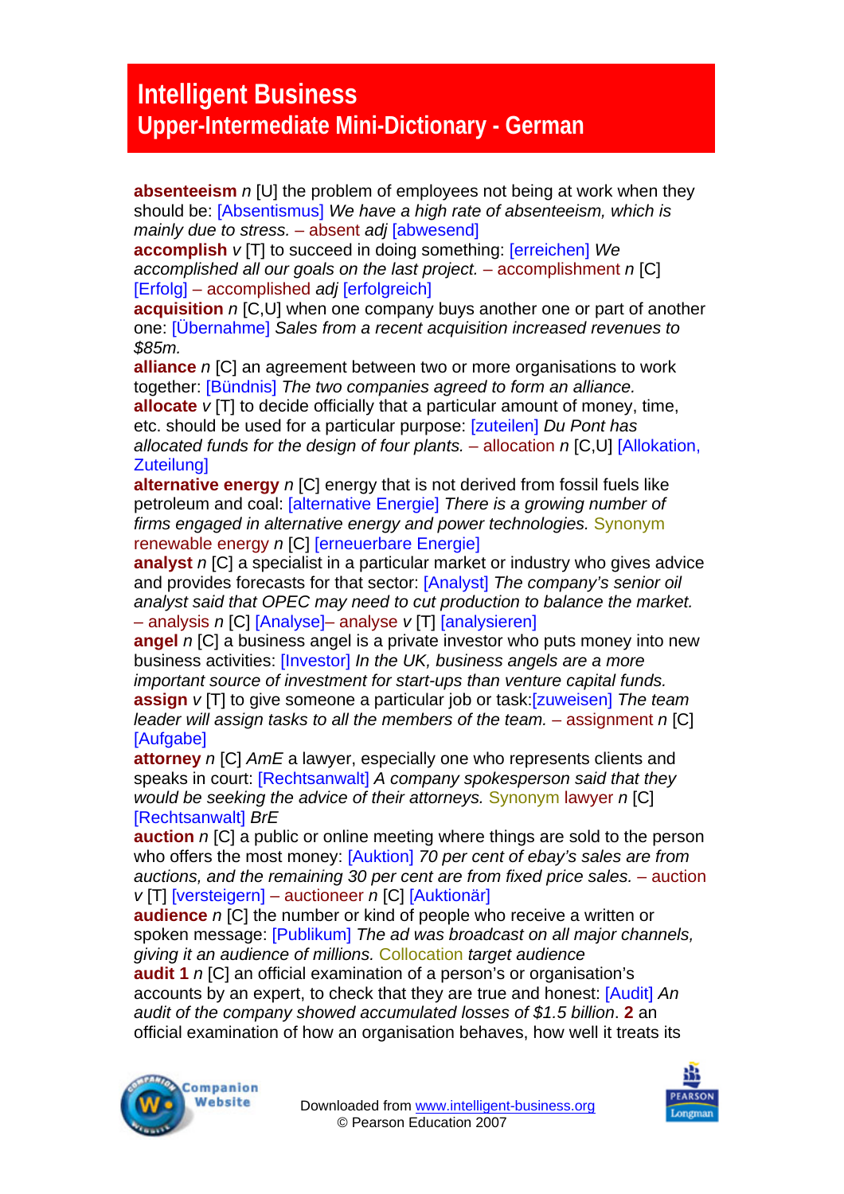# Intelligent Business
## Upper-Intermediate Mini-Dictionary - German

**absenteeism** *n* [U] the problem of employees not being at work when they should be: [Absentismus] *We have a high rate of absenteeism, which is mainly due to stress.* – absent *adj* [abwesend]
**accomplish** *v* [T] to succeed in doing something: [erreichen] *We accomplished all our goals on the last project.* – accomplishment *n* [C] [Erfolg] – accomplished *adj* [erfolgreich]
**acquisition** *n* [C,U] when one company buys another one or part of another one: [Übernahme] *Sales from a recent acquisition increased revenues to $85m.*
**alliance** *n* [C] an agreement between two or more organisations to work together: [Bündnis] *The two companies agreed to form an alliance.*
**allocate** *v* [T] to decide officially that a particular amount of money, time, etc. should be used for a particular purpose: [zuteilen] *Du Pont has allocated funds for the design of four plants.* – allocation *n* [C,U] [Allokation, Zuteilung]
**alternative energy** *n* [C] energy that is not derived from fossil fuels like petroleum and coal: [alternative Energie] *There is a growing number of firms engaged in alternative energy and power technologies.* Synonym renewable energy *n* [C] [erneuerbare Energie]
**analyst** *n* [C] a specialist in a particular market or industry who gives advice and provides forecasts for that sector: [Analyst] *The company's senior oil analyst said that OPEC may need to cut production to balance the market.* – analysis *n* [C] [Analyse]– analyse *v* [T] [analysieren]
**angel** *n* [C] a business angel is a private investor who puts money into new business activities: [Investor] *In the UK, business angels are a more important source of investment for start-ups than venture capital funds.*
**assign** *v* [T] to give someone a particular job or task:[zuweisen] *The team leader will assign tasks to all the members of the team.* – assignment *n* [C] [Aufgabe]
**attorney** *n* [C] *AmE* a lawyer, especially one who represents clients and speaks in court: [Rechtsanwalt] *A company spokesperson said that they would be seeking the advice of their attorneys.* Synonym lawyer *n* [C] [Rechtsanwalt] *BrE*
**auction** *n* [C] a public or online meeting where things are sold to the person who offers the most money: [Auktion] *70 per cent of ebay's sales are from auctions, and the remaining 30 per cent are from fixed price sales.* – auction *v* [T] [versteigern] – auctioneer *n* [C] [Auktionär]
**audience** *n* [C] the number or kind of people who receive a written or spoken message: [Publikum] *The ad was broadcast on all major channels, giving it an audience of millions.* Collocation *target audience*
**audit 1** *n* [C] an official examination of a person's or organisation's accounts by an expert, to check that they are true and honest: [Audit] *An audit of the company showed accumulated losses of $1.5 billion*. **2** an official examination of how an organisation behaves, how well it treats its

Downloaded from www.intelligent-business.org
© Pearson Education 2007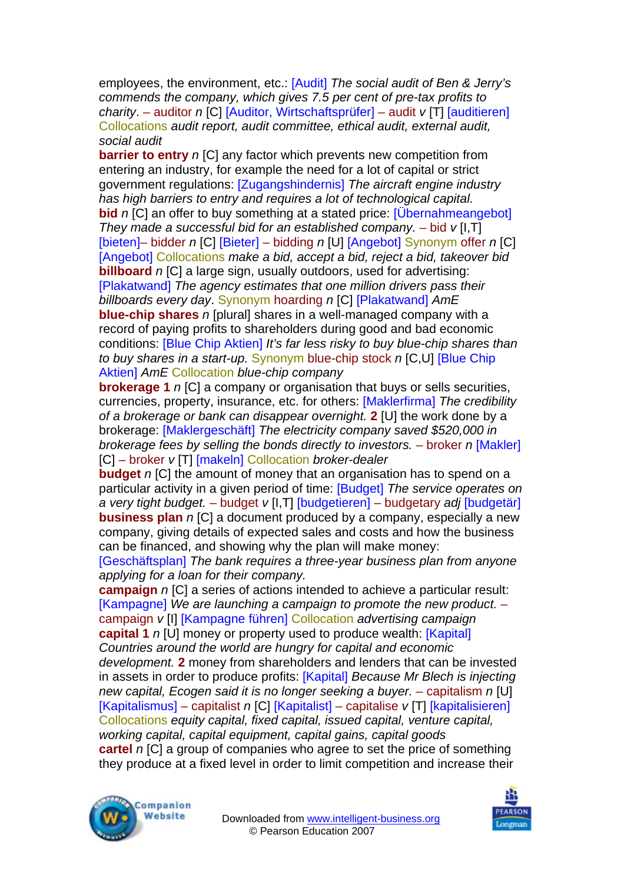employees, the environment, etc.: [Audit] *The social audit of Ben & Jerry's commends the company, which gives 7.5 per cent of pre-tax profits to charity*. – auditor *n* [C] [Auditor, Wirtschaftsprüfer] – audit *v* [T] [auditieren] Collocations *audit report, audit committee, ethical audit, external audit, social audit*

**barrier to entry** *n* [C] any factor which prevents new competition from entering an industry, for example the need for a lot of capital or strict government regulations: [Zugangshindernis] *The aircraft engine industry has high barriers to entry and requires a lot of technological capital.*

**bid** *n* [C] an offer to buy something at a stated price: [Übernahmeangebot] *They made a successful bid for an established company.* – bid *v* [I,T] [bieten]– bidder *n* [C] [Bieter] – bidding *n* [U] [Angebot] Synonym offer *n* [C] [Angebot] Collocations *make a bid, accept a bid, reject a bid, takeover bid*

**billboard** *n* [C] a large sign, usually outdoors, used for advertising: [Plakatwand] *The agency estimates that one million drivers pass their billboards every day*. Synonym hoarding *n* [C] [Plakatwand] *AmE*

**blue-chip shares** *n* [plural] shares in a well-managed company with a record of paying profits to shareholders during good and bad economic conditions: [Blue Chip Aktien] *It's far less risky to buy blue-chip shares than to buy shares in a start-up.* Synonym blue-chip stock *n* [C,U] [Blue Chip Aktien] *AmE* Collocation *blue-chip company*

**brokerage 1** *n* [C] a company or organisation that buys or sells securities, currencies, property, insurance, etc. for others: [Maklerfirma] *The credibility of a brokerage or bank can disappear overnight.* **2** [U] the work done by a brokerage: [Maklergeschäft] *The electricity company saved $520,000 in brokerage fees by selling the bonds directly to investors.* – broker *n* [Makler] [C] – broker *v* [T] [makeln] Collocation *broker-dealer*

**budget** *n* [C] the amount of money that an organisation has to spend on a particular activity in a given period of time: [Budget] *The service operates on a very tight budget.* – budget *v* [I,T] [budgetieren] – budgetary *adj* [budgetär]

**business plan** *n* [C] a document produced by a company, especially a new company, giving details of expected sales and costs and how the business can be financed, and showing why the plan will make money: [Geschäftsplan] *The bank requires a three-year business plan from anyone applying for a loan for their company.*

**campaign** *n* [C] a series of actions intended to achieve a particular result: [Kampagne] *We are launching a campaign to promote the new product.* – campaign *v* [I] [Kampagne führen] Collocation *advertising campaign*

**capital 1** *n* [U] money or property used to produce wealth: [Kapital] *Countries around the world are hungry for capital and economic development.* **2** money from shareholders and lenders that can be invested in assets in order to produce profits: [Kapital] *Because Mr Blech is injecting new capital, Ecogen said it is no longer seeking a buyer.* – capitalism *n* [U] [Kapitalismus] – capitalist *n* [C] [Kapitalist] – capitalise *v* [T] [kapitalisieren] Collocations *equity capital, fixed capital, issued capital, venture capital, working capital, capital equipment, capital gains, capital goods*

**cartel** *n* [C] a group of companies who agree to set the price of something they produce at a fixed level in order to limit competition and increase their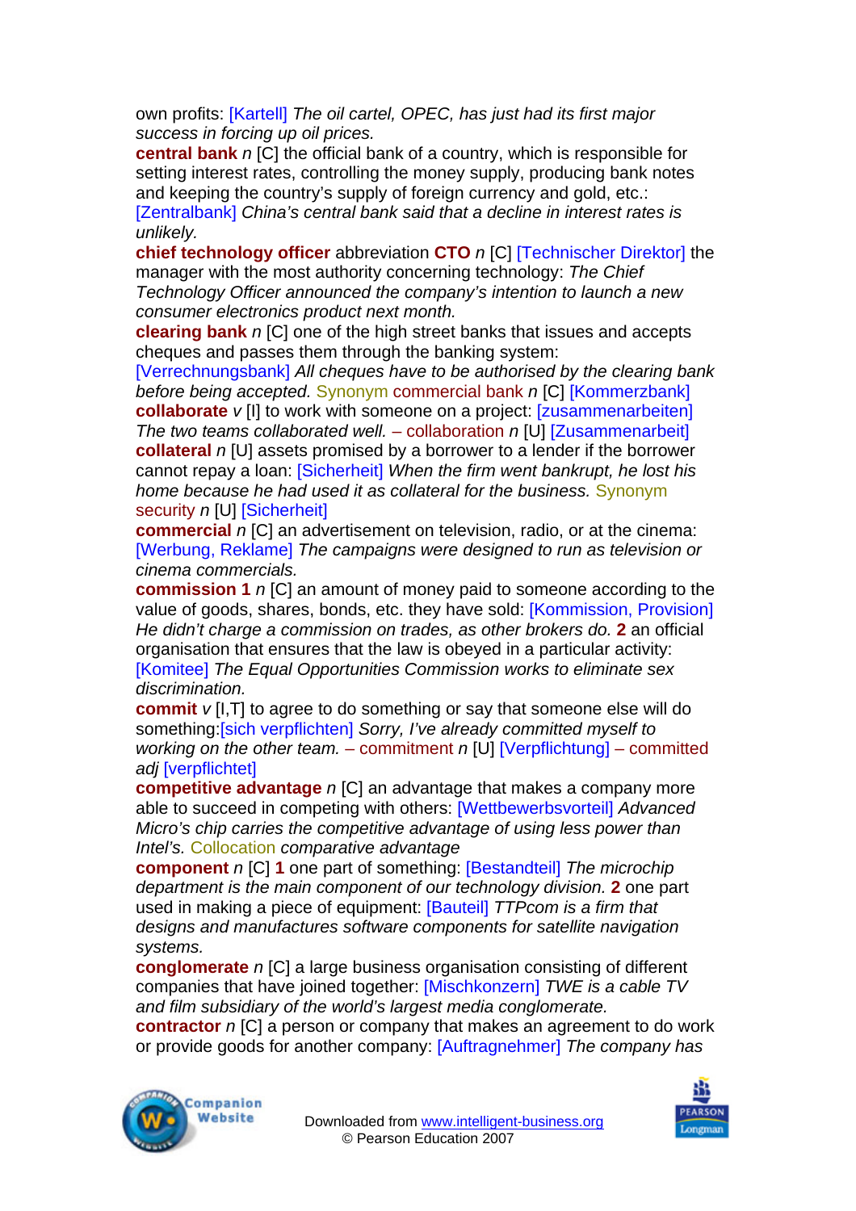own profits: [Kartell] *The oil cartel, OPEC, has just had its first major success in forcing up oil prices.*

**central bank** *n* [C] the official bank of a country, which is responsible for setting interest rates, controlling the money supply, producing bank notes and keeping the country's supply of foreign currency and gold, etc.: [Zentralbank] *China's central bank said that a decline in interest rates is unlikely.*

**chief technology officer** abbreviation **CTO** *n* [C] [Technischer Direktor] the manager with the most authority concerning technology: *The Chief Technology Officer announced the company's intention to launch a new consumer electronics product next month.*

**clearing bank** *n* [C] one of the high street banks that issues and accepts cheques and passes them through the banking system: [Verrechnungsbank] *All cheques have to be authorised by the clearing bank before being accepted.* Synonym commercial bank *n* [C] [Kommerzbank]

**collaborate** *v* [I] to work with someone on a project: [zusammenarbeiten] *The two teams collaborated well.* – collaboration *n* [U] [Zusammenarbeit]

**collateral** *n* [U] assets promised by a borrower to a lender if the borrower cannot repay a loan: [Sicherheit] *When the firm went bankrupt, he lost his home because he had used it as collateral for the business.* Synonym security *n* [U] [Sicherheit]

**commercial** *n* [C] an advertisement on television, radio, or at the cinema: [Werbung, Reklame] *The campaigns were designed to run as television or cinema commercials.*

**commission 1** *n* [C] an amount of money paid to someone according to the value of goods, shares, bonds, etc. they have sold: [Kommission, Provision] *He didn't charge a commission on trades, as other brokers do.* **2** an official organisation that ensures that the law is obeyed in a particular activity: [Komitee] *The Equal Opportunities Commission works to eliminate sex discrimination.*

**commit** *v* [I,T] to agree to do something or say that someone else will do something:[sich verpflichten] *Sorry, I've already committed myself to working on the other team.* – commitment *n* [U] [Verpflichtung] – committed *adj* [verpflichtet]

**competitive advantage** *n* [C] an advantage that makes a company more able to succeed in competing with others: [Wettbewerbsvorteil] *Advanced Micro's chip carries the competitive advantage of using less power than Intel's.* Collocation *comparative advantage*

**component** *n* [C] **1** one part of something: [Bestandteil] *The microchip department is the main component of our technology division.* **2** one part used in making a piece of equipment: [Bauteil] *TTPcom is a firm that designs and manufactures software components for satellite navigation systems.*

**conglomerate** *n* [C] a large business organisation consisting of different companies that have joined together: [Mischkonzern] *TWE is a cable TV and film subsidiary of the world's largest media conglomerate.*

**contractor** *n* [C] a person or company that makes an agreement to do work or provide goods for another company: [Auftragnehmer] *The company has*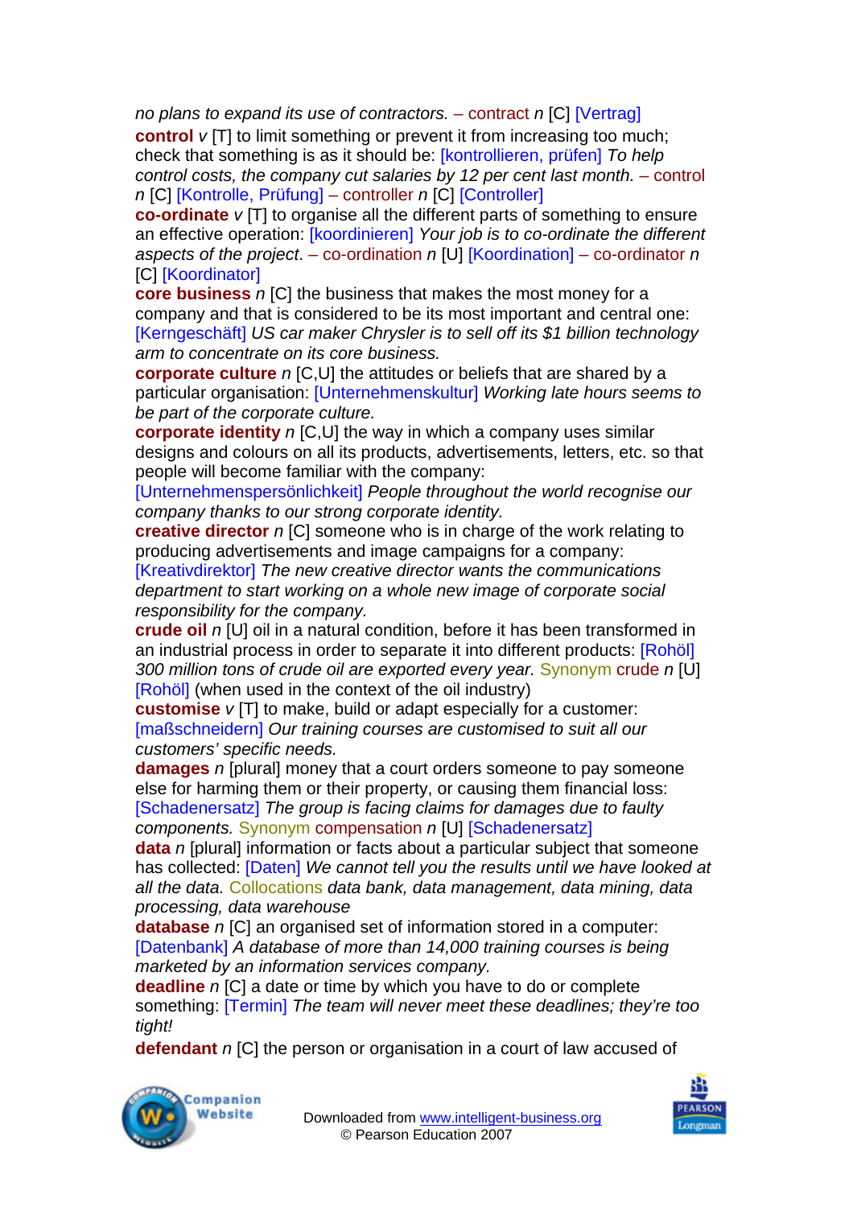*no plans to expand its use of contractors.* – contract *n* [C] [Vertrag]

**control** *v* [T] to limit something or prevent it from increasing too much; check that something is as it should be: [kontrollieren, prüfen] *To help control costs, the company cut salaries by 12 per cent last month.* – control *n* [C] [Kontrolle, Prüfung] – controller *n* [C] [Controller]

**co-ordinate** *v* [T] to organise all the different parts of something to ensure an effective operation: [koordinieren] *Your job is to co-ordinate the different aspects of the project*. – co-ordination *n* [U] [Koordination] – co-ordinator *n* [C] [Koordinator]

**core business** *n* [C] the business that makes the most money for a company and that is considered to be its most important and central one: [Kerngeschäft] *US car maker Chrysler is to sell off its $1 billion technology arm to concentrate on its core business.*

**corporate culture** *n* [C,U] the attitudes or beliefs that are shared by a particular organisation: [Unternehmenskultur] *Working late hours seems to be part of the corporate culture.*

**corporate identity** *n* [C,U] the way in which a company uses similar designs and colours on all its products, advertisements, letters, etc. so that people will become familiar with the company: [Unternehmenspersönlichkeit] *People throughout the world recognise our company thanks to our strong corporate identity.*

**creative director** *n* [C] someone who is in charge of the work relating to producing advertisements and image campaigns for a company: [Kreativdirektor] *The new creative director wants the communications department to start working on a whole new image of corporate social responsibility for the company.*

**crude oil** *n* [U] oil in a natural condition, before it has been transformed in an industrial process in order to separate it into different products: [Rohöl] *300 million tons of crude oil are exported every year.* Synonym crude *n* [U] [Rohöl] (when used in the context of the oil industry)

**customise** *v* [T] to make, build or adapt especially for a customer: [maßschneidern] *Our training courses are customised to suit all our customers' specific needs.*

**damages** *n* [plural] money that a court orders someone to pay someone else for harming them or their property, or causing them financial loss: [Schadenersatz] *The group is facing claims for damages due to faulty components.* Synonym compensation *n* [U] [Schadenersatz]

**data** *n* [plural] information or facts about a particular subject that someone has collected: [Daten] *We cannot tell you the results until we have looked at all the data.* Collocations *data bank, data management, data mining, data processing, data warehouse*

**database** *n* [C] an organised set of information stored in a computer: [Datenbank] *A database of more than 14,000 training courses is being marketed by an information services company.*

**deadline** *n* [C] a date or time by which you have to do or complete something: [Termin] *The team will never meet these deadlines; they're too tight!*

**defendant** *n* [C] the person or organisation in a court of law accused of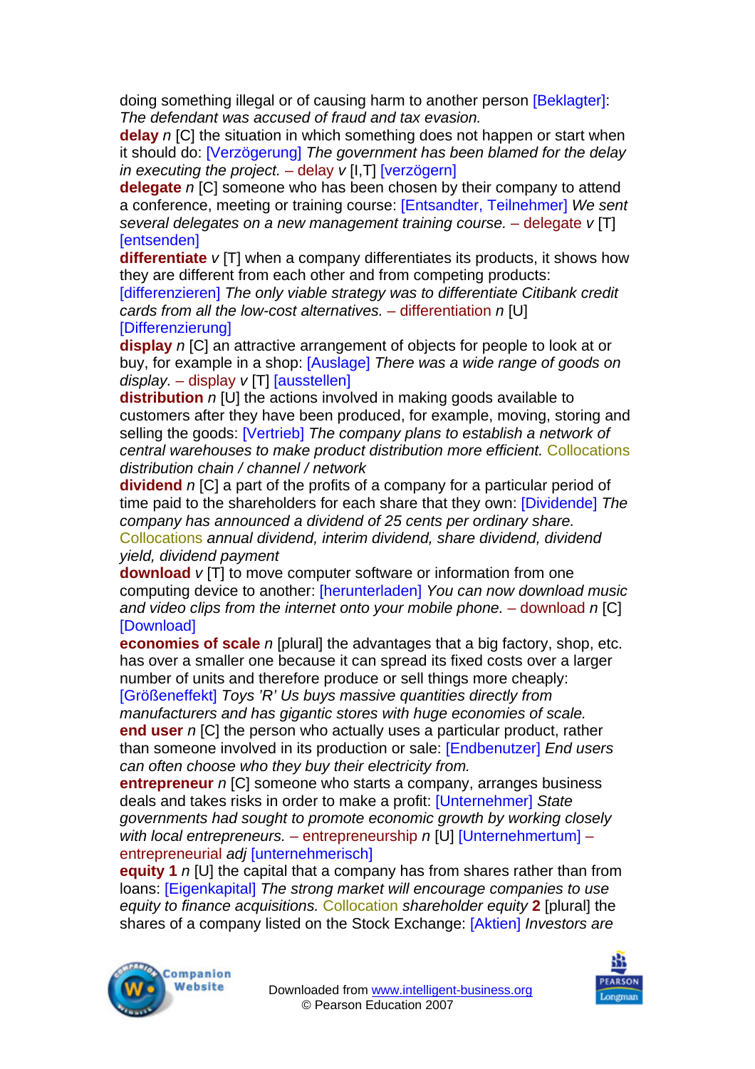doing something illegal or of causing harm to another person [Beklagter]: *The defendant was accused of fraud and tax evasion.*

**delay** *n* [C] the situation in which something does not happen or start when it should do: [Verzögerung] *The government has been blamed for the delay in executing the project.* – delay *v* [I,T] [verzögern]

**delegate** *n* [C] someone who has been chosen by their company to attend a conference, meeting or training course: [Entsandter, Teilnehmer] *We sent several delegates on a new management training course.* – delegate *v* [T] [entsenden]

**differentiate** *v* [T] when a company differentiates its products, it shows how they are different from each other and from competing products: [differenzieren] *The only viable strategy was to differentiate Citibank credit cards from all the low-cost alternatives.* – differentiation *n* [U] [Differenzierung]

**display** *n* [C] an attractive arrangement of objects for people to look at or buy, for example in a shop: [Auslage] *There was a wide range of goods on display.* – display *v* [T] [ausstellen]

**distribution** *n* [U] the actions involved in making goods available to customers after they have been produced, for example, moving, storing and selling the goods: [Vertrieb] *The company plans to establish a network of central warehouses to make product distribution more efficient.* Collocations *distribution chain / channel / network*

**dividend** *n* [C] a part of the profits of a company for a particular period of time paid to the shareholders for each share that they own: [Dividende] *The company has announced a dividend of 25 cents per ordinary share.* Collocations *annual dividend, interim dividend, share dividend, dividend yield, dividend payment*

**download** *v* [T] to move computer software or information from one computing device to another: [herunterladen] *You can now download music and video clips from the internet onto your mobile phone.* – download *n* [C] [Download]

**economies of scale** *n* [plural] the advantages that a big factory, shop, etc. has over a smaller one because it can spread its fixed costs over a larger number of units and therefore produce or sell things more cheaply: [Größeneffekt] *Toys 'R' Us buys massive quantities directly from manufacturers and has gigantic stores with huge economies of scale.*

**end user** *n* [C] the person who actually uses a particular product, rather than someone involved in its production or sale: [Endbenutzer] *End users can often choose who they buy their electricity from.*

**entrepreneur** *n* [C] someone who starts a company, arranges business deals and takes risks in order to make a profit: [Unternehmer] *State governments had sought to promote economic growth by working closely with local entrepreneurs.* – entrepreneurship *n* [U] [Unternehmertum] – entrepreneurial *adj* [unternehmerisch]

**equity 1** *n* [U] the capital that a company has from shares rather than from loans: [Eigenkapital] *The strong market will encourage companies to use equity to finance acquisitions.* Collocation *shareholder equity* **2** [plural] the shares of a company listed on the Stock Exchange: [Aktien] *Investors are*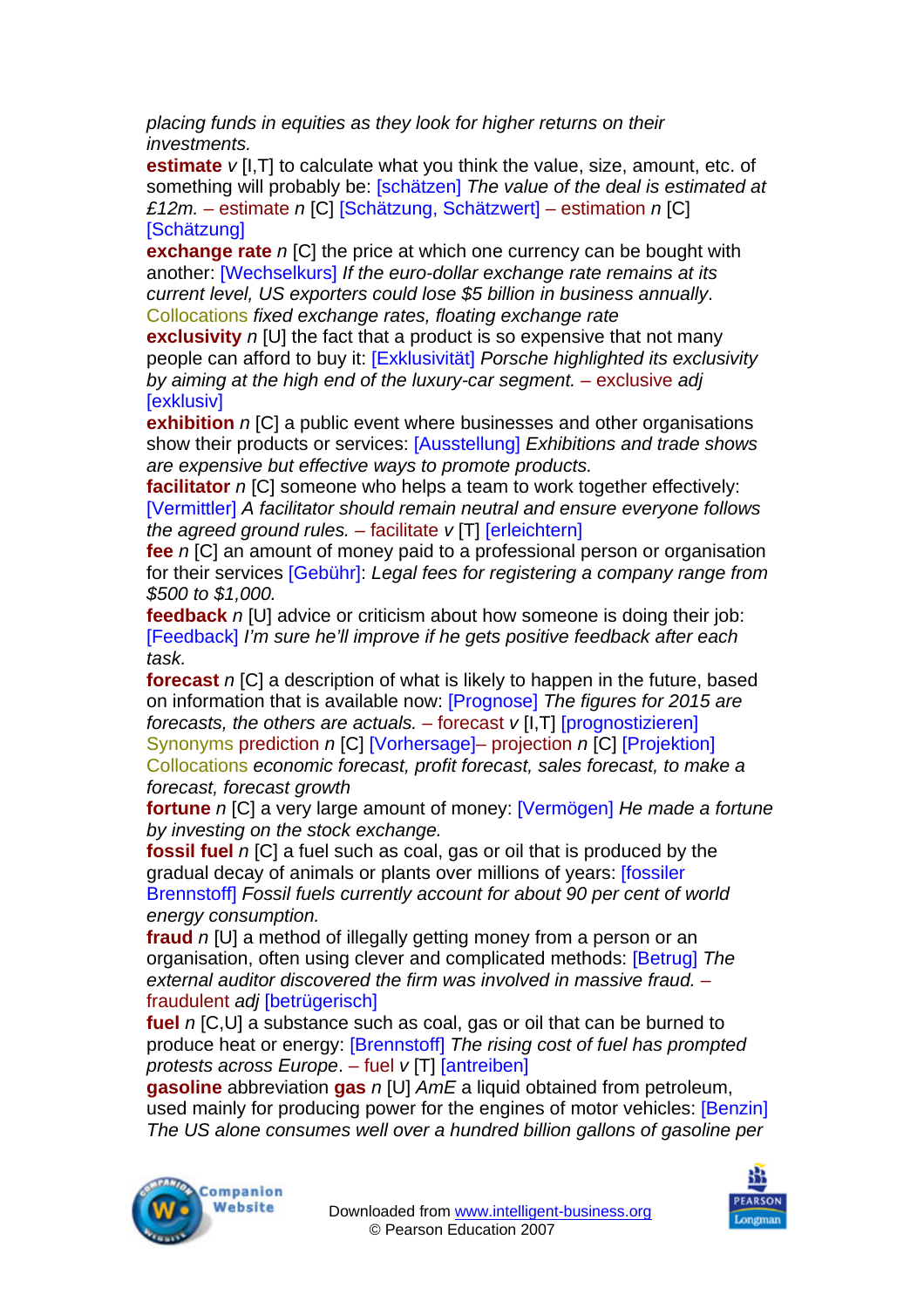*placing funds in equities as they look for higher returns on their investments.*

**estimate** *v* [I,T] to calculate what you think the value, size, amount, etc. of something will probably be: [schätzen] *The value of the deal is estimated at £12m.* – estimate *n* [C] [Schätzung, Schätzwert] – estimation *n* [C] [Schätzung]

**exchange rate** *n* [C] the price at which one currency can be bought with another: [Wechselkurs] *If the euro-dollar exchange rate remains at its current level, US exporters could lose $5 billion in business annually*.
Collocations *fixed exchange rates, floating exchange rate*

**exclusivity** *n* [U] the fact that a product is so expensive that not many people can afford to buy it: [Exklusivität] *Porsche highlighted its exclusivity by aiming at the high end of the luxury-car segment.* – exclusive *adj* [exklusiv]

**exhibition** *n* [C] a public event where businesses and other organisations show their products or services: [Ausstellung] *Exhibitions and trade shows are expensive but effective ways to promote products.*

**facilitator** *n* [C] someone who helps a team to work together effectively: [Vermittler] *A facilitator should remain neutral and ensure everyone follows the agreed ground rules.* – facilitate *v* [T] [erleichtern]

**fee** *n* [C] an amount of money paid to a professional person or organisation for their services [Gebühr]: *Legal fees for registering a company range from $500 to $1,000.*

**feedback** *n* [U] advice or criticism about how someone is doing their job: [Feedback] *I'm sure he'll improve if he gets positive feedback after each task.*

**forecast** *n* [C] a description of what is likely to happen in the future, based on information that is available now: [Prognose] *The figures for 2015 are forecasts, the others are actuals.* – forecast *v* [I,T] [prognostizieren]
Synonyms prediction *n* [C] [Vorhersage]– projection *n* [C] [Projektion]
Collocations *economic forecast, profit forecast, sales forecast, to make a forecast, forecast growth*

**fortune** *n* [C] a very large amount of money: [Vermögen] *He made a fortune by investing on the stock exchange.*

**fossil fuel** *n* [C] a fuel such as coal, gas or oil that is produced by the gradual decay of animals or plants over millions of years: [fossiler Brennstoff] *Fossil fuels currently account for about 90 per cent of world energy consumption.*

**fraud** *n* [U] a method of illegally getting money from a person or an organisation, often using clever and complicated methods: [Betrug] *The external auditor discovered the firm was involved in massive fraud.* – fraudulent *adj* [betrügerisch]

**fuel** *n* [C,U] a substance such as coal, gas or oil that can be burned to produce heat or energy: [Brennstoff] *The rising cost of fuel has prompted protests across Europe*. – fuel *v* [T] [antreiben]

**gasoline** abbreviation **gas** *n* [U] *AmE* a liquid obtained from petroleum, used mainly for producing power for the engines of motor vehicles: [Benzin] *The US alone consumes well over a hundred billion gallons of gasoline per*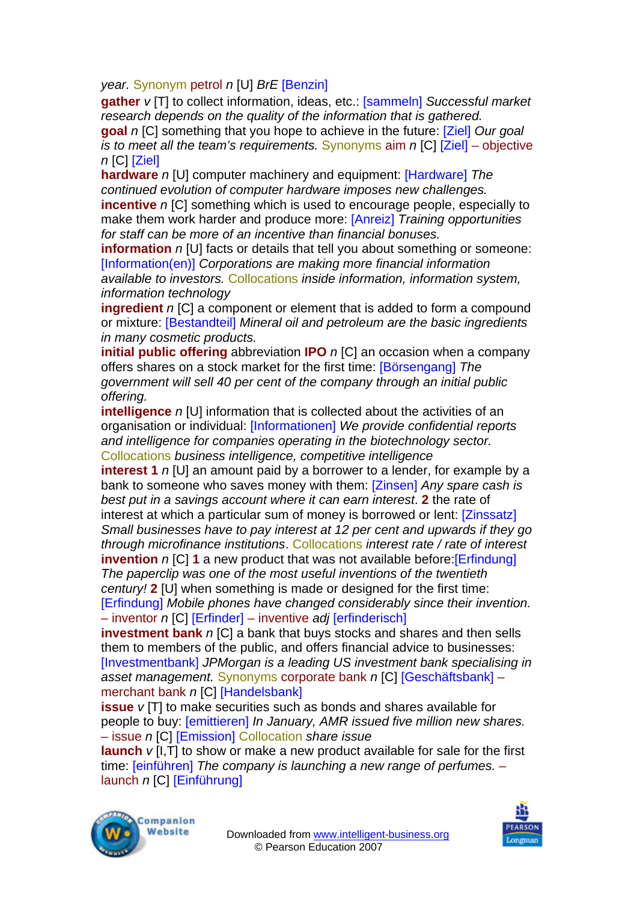*year.* Synonym petrol *n* [U] *BrE* [Benzin]

**gather** *v* [T] to collect information, ideas, etc.: [sammeln] *Successful market research depends on the quality of the information that is gathered.*

**goal** *n* [C] something that you hope to achieve in the future: [Ziel] *Our goal is to meet all the team's requirements.* Synonyms aim *n* [C] [Ziel] – objective *n* [C] [Ziel]

**hardware** *n* [U] computer machinery and equipment: [Hardware] *The continued evolution of computer hardware imposes new challenges.*

**incentive** *n* [C] something which is used to encourage people, especially to make them work harder and produce more: [Anreiz] *Training opportunities for staff can be more of an incentive than financial bonuses.*

**information** *n* [U] facts or details that tell you about something or someone: [Information(en)] *Corporations are making more financial information available to investors.* Collocations *inside information, information system, information technology*

**ingredient** *n* [C] a component or element that is added to form a compound or mixture: [Bestandteil] *Mineral oil and petroleum are the basic ingredients in many cosmetic products.*

**initial public offering** abbreviation **IPO** *n* [C] an occasion when a company offers shares on a stock market for the first time: [Börsengang] *The government will sell 40 per cent of the company through an initial public offering.*

**intelligence** *n* [U] information that is collected about the activities of an organisation or individual: [Informationen] *We provide confidential reports and intelligence for companies operating in the biotechnology sector.* Collocations *business intelligence, competitive intelligence*

**interest 1** *n* [U] an amount paid by a borrower to a lender, for example by a bank to someone who saves money with them: [Zinsen] *Any spare cash is best put in a savings account where it can earn interest*. **2** the rate of interest at which a particular sum of money is borrowed or lent: [Zinssatz] *Small businesses have to pay interest at 12 per cent and upwards if they go through microfinance institutions*. Collocations *interest rate / rate of interest*

**invention** *n* [C] **1** a new product that was not available before:[Erfindung] *The paperclip was one of the most useful inventions of the twentieth century!* **2** [U] when something is made or designed for the first time: [Erfindung] *Mobile phones have changed considerably since their invention.* – inventor *n* [C] [Erfinder] – inventive *adj* [erfinderisch]

**investment bank** *n* [C] a bank that buys stocks and shares and then sells them to members of the public, and offers financial advice to businesses: [Investmentbank] *JPMorgan is a leading US investment bank specialising in asset management.* Synonyms corporate bank *n* [C] [Geschäftsbank] – merchant bank *n* [C] [Handelsbank]

**issue** *v* [T] to make securities such as bonds and shares available for people to buy: [emittieren] *In January, AMR issued five million new shares.* – issue *n* [C] [Emission] Collocation *share issue*

**launch** *v* [I,T] to show or make a new product available for sale for the first time: [einführen] *The company is launching a new range of perfumes.* – launch *n* [C] [Einführung]

Downloaded from www.intelligent-business.org
© Pearson Education 2007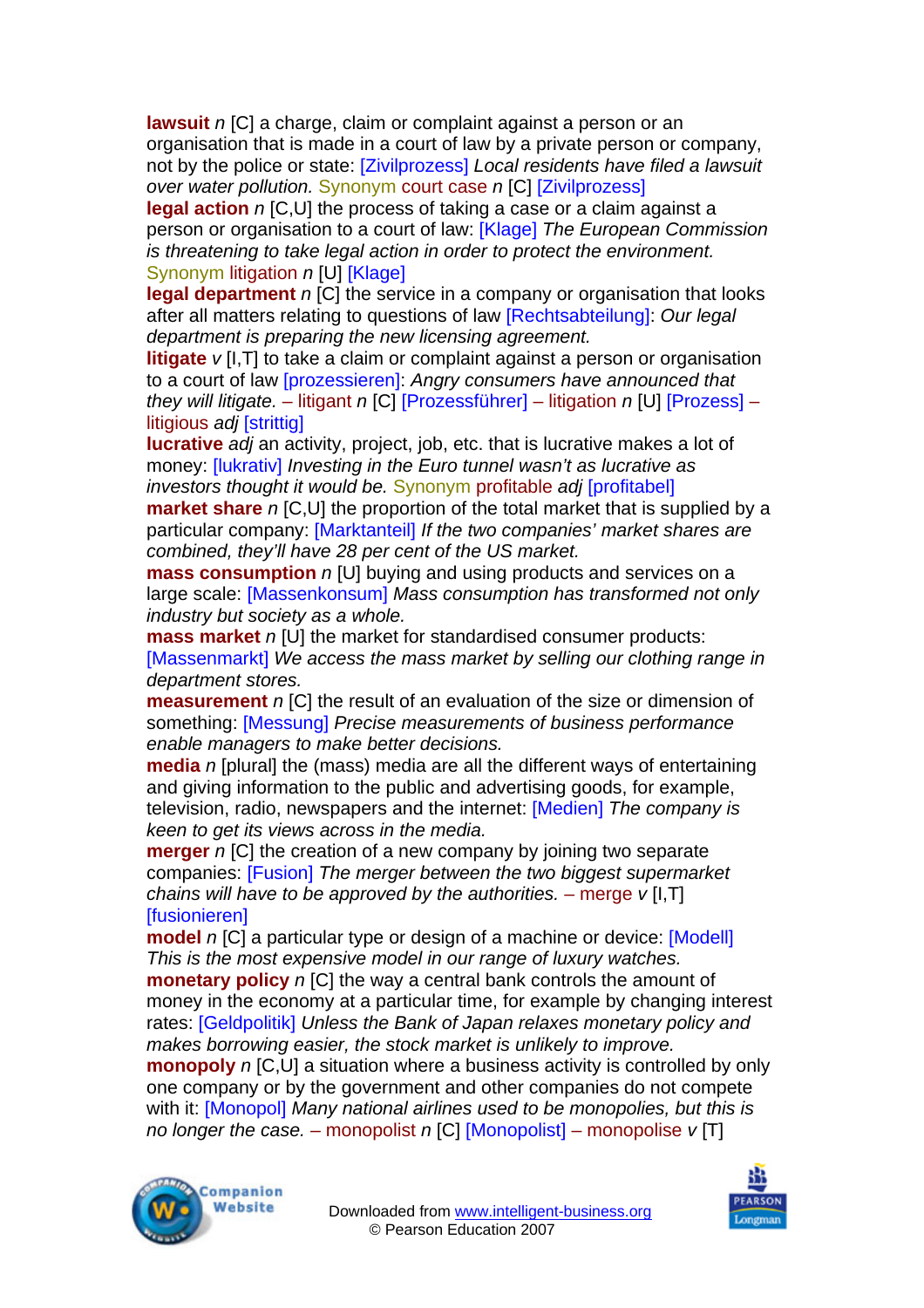**lawsuit** *n* [C] a charge, claim or complaint against a person or an organisation that is made in a court of law by a private person or company, not by the police or state: [Zivilprozess] *Local residents have filed a lawsuit over water pollution.* Synonym court case *n* [C] [Zivilprozess]

**legal action** *n* [C,U] the process of taking a case or a claim against a person or organisation to a court of law: [Klage] *The European Commission is threatening to take legal action in order to protect the environment.* Synonym litigation *n* [U] [Klage]

**legal department** *n* [C] the service in a company or organisation that looks after all matters relating to questions of law [Rechtsabteilung]: *Our legal department is preparing the new licensing agreement.*

**litigate** *v* [I,T] to take a claim or complaint against a person or organisation to a court of law [prozessieren]: *Angry consumers have announced that they will litigate.* – litigant *n* [C] [Prozessführer] – litigation *n* [U] [Prozess] – litigious *adj* [strittig]

**lucrative** *adj* an activity, project, job, etc. that is lucrative makes a lot of money: [lukrativ] *Investing in the Euro tunnel wasn't as lucrative as investors thought it would be.* Synonym profitable *adj* [profitabel]

**market share** *n* [C,U] the proportion of the total market that is supplied by a particular company: [Marktanteil] *If the two companies' market shares are combined, they'll have 28 per cent of the US market.*

**mass consumption** *n* [U] buying and using products and services on a large scale: [Massenkonsum] *Mass consumption has transformed not only industry but society as a whole.*

**mass market** *n* [U] the market for standardised consumer products: [Massenmarkt] *We access the mass market by selling our clothing range in department stores.*

**measurement** *n* [C] the result of an evaluation of the size or dimension of something: [Messung] *Precise measurements of business performance enable managers to make better decisions.*

**media** *n* [plural] the (mass) media are all the different ways of entertaining and giving information to the public and advertising goods, for example, television, radio, newspapers and the internet: [Medien] *The company is keen to get its views across in the media.*

**merger** *n* [C] the creation of a new company by joining two separate companies: [Fusion] *The merger between the two biggest supermarket chains will have to be approved by the authorities.* – merge *v* [I,T] [fusionieren]

**model** *n* [C] a particular type or design of a machine or device: [Modell] *This is the most expensive model in our range of luxury watches.*

**monetary policy** *n* [C] the way a central bank controls the amount of money in the economy at a particular time, for example by changing interest rates: [Geldpolitik] *Unless the Bank of Japan relaxes monetary policy and makes borrowing easier, the stock market is unlikely to improve.*

**monopoly** *n* [C,U] a situation where a business activity is controlled by only one company or by the government and other companies do not compete with it: [Monopol] *Many national airlines used to be monopolies, but this is no longer the case.* – monopolist *n* [C] [Monopolist] – monopolise *v* [T]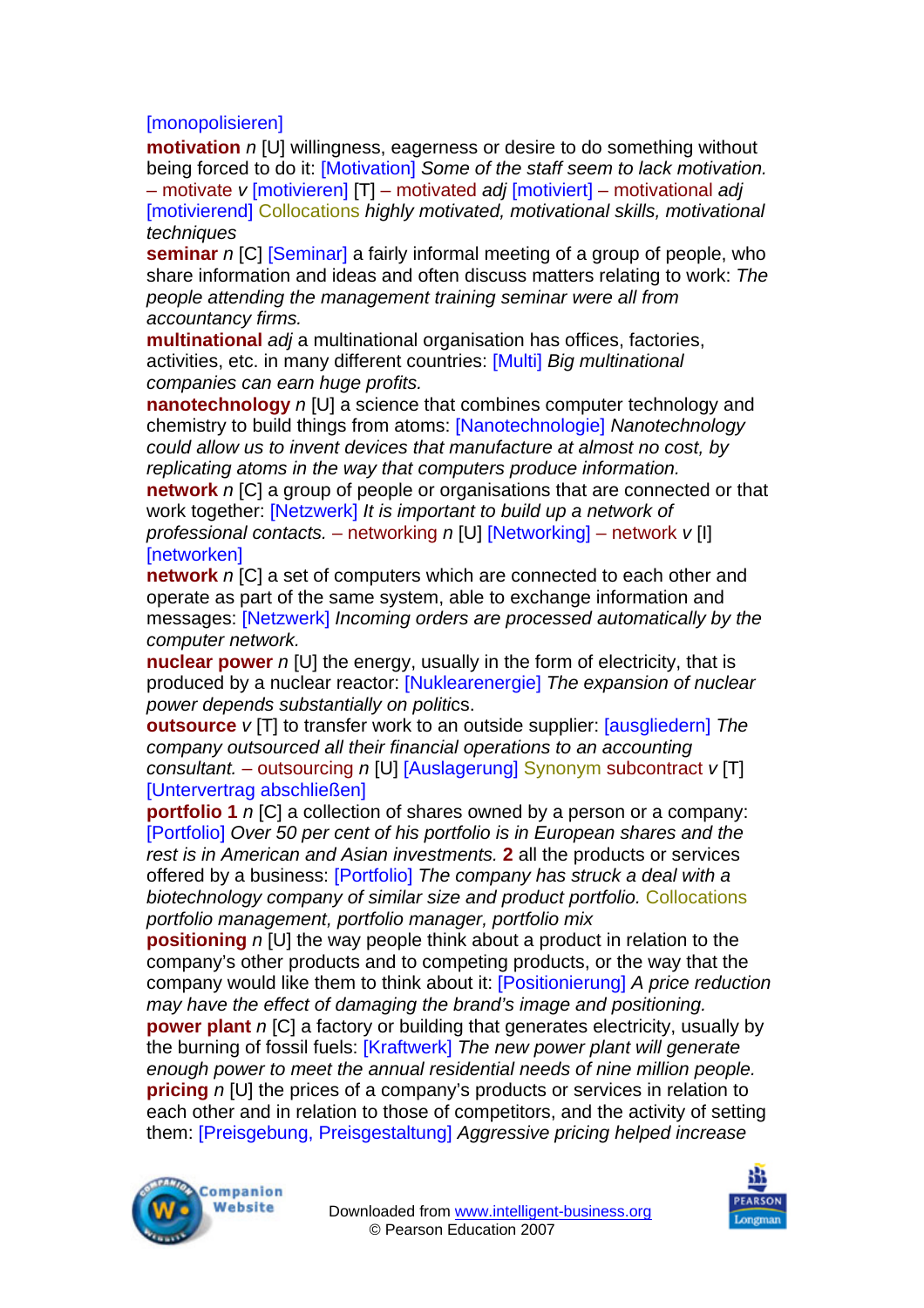[monopolisieren]

**motivation** *n* [U] willingness, eagerness or desire to do something without being forced to do it: [Motivation] *Some of the staff seem to lack motivation.* – motivate *v* [motivieren] [T] – motivated *adj* [motiviert] – motivational *adj* [motivierend] Collocations *highly motivated, motivational skills, motivational techniques*

**seminar** *n* [C] [Seminar] a fairly informal meeting of a group of people, who share information and ideas and often discuss matters relating to work: *The people attending the management training seminar were all from accountancy firms.*

**multinational** *adj* a multinational organisation has offices, factories, activities, etc. in many different countries: [Multi] *Big multinational companies can earn huge profits.*

**nanotechnology** *n* [U] a science that combines computer technology and chemistry to build things from atoms: [Nanotechnologie] *Nanotechnology could allow us to invent devices that manufacture at almost no cost, by replicating atoms in the way that computers produce information.*

**network** *n* [C] a group of people or organisations that are connected or that work together: [Netzwerk] *It is important to build up a network of professional contacts.* – networking *n* [U] [Networking] – network *v* [I] [networken]

**network** *n* [C] a set of computers which are connected to each other and operate as part of the same system, able to exchange information and messages: [Netzwerk] *Incoming orders are processed automatically by the computer network.*

**nuclear power** *n* [U] the energy, usually in the form of electricity, that is produced by a nuclear reactor: [Nuklearenergie] *The expansion of nuclear power depends substantially on politics.*

**outsource** *v* [T] to transfer work to an outside supplier: [ausgliedern] *The company outsourced all their financial operations to an accounting consultant.* – outsourcing *n* [U] [Auslagerung] Synonym subcontract *v* [T] [Untervertrag abschließen]

**portfolio 1** *n* [C] a collection of shares owned by a person or a company: [Portfolio] *Over 50 per cent of his portfolio is in European shares and the rest is in American and Asian investments.* **2** all the products or services offered by a business: [Portfolio] *The company has struck a deal with a biotechnology company of similar size and product portfolio.* Collocations *portfolio management, portfolio manager, portfolio mix*

**positioning** *n* [U] the way people think about a product in relation to the company's other products and to competing products, or the way that the company would like them to think about it: [Positionierung] *A price reduction may have the effect of damaging the brand's image and positioning.*

**power plant** *n* [C] a factory or building that generates electricity, usually by the burning of fossil fuels: [Kraftwerk] *The new power plant will generate enough power to meet the annual residential needs of nine million people.*

**pricing** *n* [U] the prices of a company's products or services in relation to each other and in relation to those of competitors, and the activity of setting them: [Preisgebung, Preisgestaltung] *Aggressive pricing helped increase*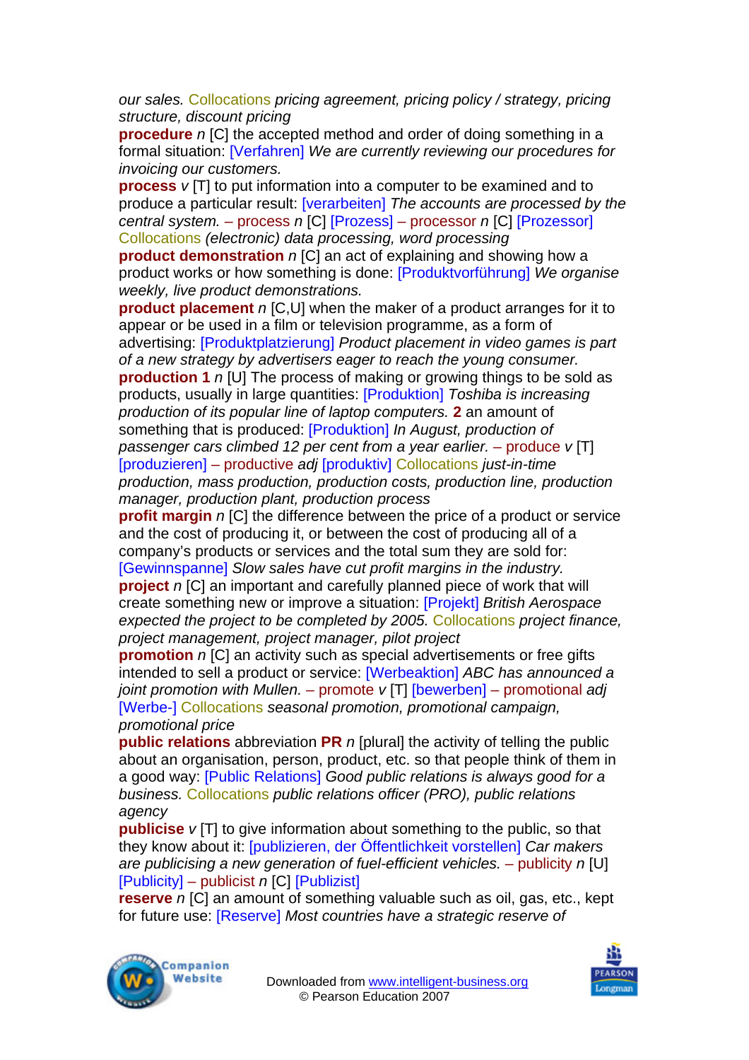*our sales.* Collocations *pricing agreement, pricing policy / strategy, pricing structure, discount pricing*

**procedure** *n* [C] the accepted method and order of doing something in a formal situation: [Verfahren] *We are currently reviewing our procedures for invoicing our customers.*

**process** *v* [T] to put information into a computer to be examined and to produce a particular result: [verarbeiten] *The accounts are processed by the central system.* – process *n* [C] [Prozess] – processor *n* [C] [Prozessor] Collocations *(electronic) data processing, word processing*

**product demonstration** *n* [C] an act of explaining and showing how a product works or how something is done: [Produktvorführung] *We organise weekly, live product demonstrations.*

**product placement** *n* [C,U] when the maker of a product arranges for it to appear or be used in a film or television programme, as a form of advertising: [Produktplatzierung] *Product placement in video games is part of a new strategy by advertisers eager to reach the young consumer.*

**production 1** *n* [U] The process of making or growing things to be sold as products, usually in large quantities: [Produktion] *Toshiba is increasing production of its popular line of laptop computers.* **2** an amount of something that is produced: [Produktion] *In August, production of passenger cars climbed 12 per cent from a year earlier.* – produce *v* [T] [produzieren] – productive *adj* [produktiv] Collocations *just-in-time production, mass production, production costs, production line, production manager, production plant, production process*

**profit margin** *n* [C] the difference between the price of a product or service and the cost of producing it, or between the cost of producing all of a company's products or services and the total sum they are sold for: [Gewinnspanne] *Slow sales have cut profit margins in the industry.*

**project** *n* [C] an important and carefully planned piece of work that will create something new or improve a situation: [Projekt] *British Aerospace expected the project to be completed by 2005.* Collocations *project finance, project management, project manager, pilot project*

**promotion** *n* [C] an activity such as special advertisements or free gifts intended to sell a product or service: [Werbeaktion] *ABC has announced a joint promotion with Mullen.* – promote *v* [T] [bewerben] – promotional *adj* [Werbe-] Collocations *seasonal promotion, promotional campaign, promotional price*

**public relations** abbreviation **PR** *n* [plural] the activity of telling the public about an organisation, person, product, etc. so that people think of them in a good way: [Public Relations] *Good public relations is always good for a business.* Collocations *public relations officer (PRO), public relations agency*

**publicise** *v* [T] to give information about something to the public, so that they know about it: [publizieren, der Öffentlichkeit vorstellen] *Car makers are publicising a new generation of fuel-efficient vehicles.* – publicity *n* [U] [Publicity] – publicist *n* [C] [Publizist]

**reserve** *n* [C] an amount of something valuable such as oil, gas, etc., kept for future use: [Reserve] *Most countries have a strategic reserve of*

Downloaded from www.intelligent-business.org
© Pearson Education 2007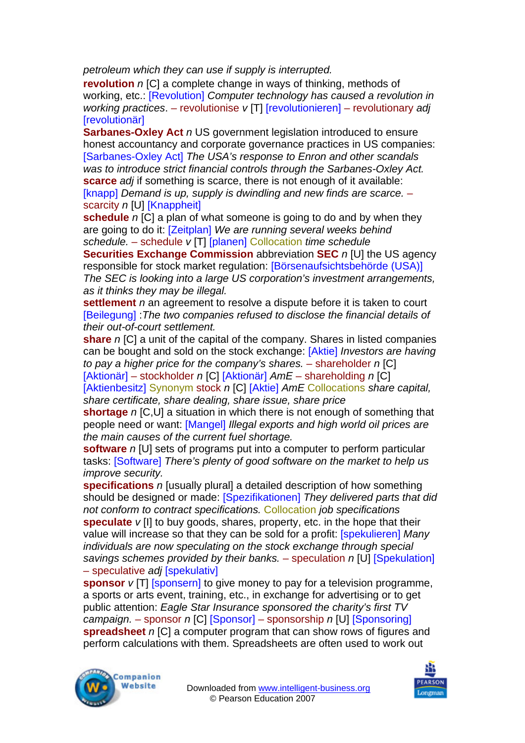*petroleum which they can use if supply is interrupted.*

**revolution** *n* [C] a complete change in ways of thinking, methods of working, etc.: [Revolution] *Computer technology has caused a revolution in working practices*. – revolutionise *v* [T] [revolutionieren] – revolutionary *adj* [revolutionär]

**Sarbanes-Oxley Act** *n* US government legislation introduced to ensure honest accountancy and corporate governance practices in US companies: [Sarbanes-Oxley Act] *The USA's response to Enron and other scandals was to introduce strict financial controls through the Sarbanes-Oxley Act.*

**scarce** *adj* if something is scarce, there is not enough of it available: [knapp] *Demand is up, supply is dwindling and new finds are scarce.* – scarcity *n* [U] [Knappheit]

**schedule** *n* [C] a plan of what someone is going to do and by when they are going to do it: [Zeitplan] *We are running several weeks behind schedule.* – schedule *v* [T] [planen] Collocation *time schedule*

**Securities Exchange Commission** abbreviation **SEC** *n* [U] the US agency responsible for stock market regulation: [Börsenaufsichtsbehörde (USA)] *The SEC is looking into a large US corporation's investment arrangements, as it thinks they may be illegal.*

**settlement** *n* an agreement to resolve a dispute before it is taken to court [Beilegung] :*The two companies refused to disclose the financial details of their out-of-court settlement.*

**share** *n* [C] a unit of the capital of the company. Shares in listed companies can be bought and sold on the stock exchange: [Aktie] *Investors are having to pay a higher price for the company's shares.* – shareholder *n* [C] [Aktionär] – stockholder *n* [C] [Aktionär] *AmE* – shareholding *n* [C] [Aktienbesitz] Synonym stock *n* [C] [Aktie] *AmE* Collocations *share capital, share certificate, share dealing, share issue, share price*

**shortage** *n* [C,U] a situation in which there is not enough of something that people need or want: [Mangel] *Illegal exports and high world oil prices are the main causes of the current fuel shortage.*

**software** *n* [U] sets of programs put into a computer to perform particular tasks: [Software] *There's plenty of good software on the market to help us improve security.*

**specifications** *n* [usually plural] a detailed description of how something should be designed or made: [Spezifikationen] *They delivered parts that did not conform to contract specifications.* Collocation *job specifications*

**speculate** *v* [I] to buy goods, shares, property, etc. in the hope that their value will increase so that they can be sold for a profit: [spekulieren] *Many individuals are now speculating on the stock exchange through special savings schemes provided by their banks.* – speculation *n* [U] [Spekulation] – speculative *adj* [spekulativ]

**sponsor** *v* [T] [sponsern] to give money to pay for a television programme, a sports or arts event, training, etc., in exchange for advertising or to get public attention: *Eagle Star Insurance sponsored the charity's first TV campaign.* – sponsor *n* [C] [Sponsor] – sponsorship *n* [U] [Sponsoring]

**spreadsheet** *n* [C] a computer program that can show rows of figures and perform calculations with them. Spreadsheets are often used to work out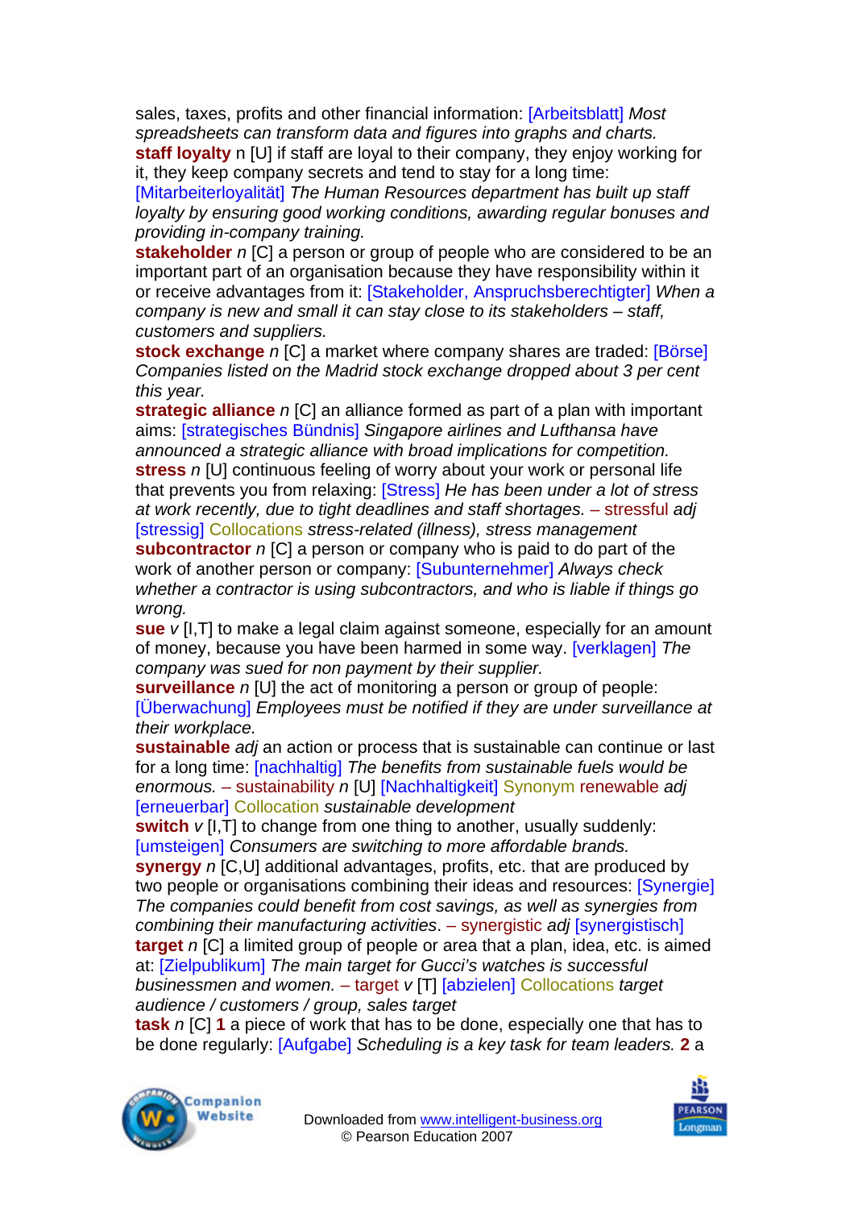sales, taxes, profits and other financial information: [Arbeitsblatt] *Most spreadsheets can transform data and figures into graphs and charts.*

**staff loyalty** n [U] if staff are loyal to their company, they enjoy working for it, they keep company secrets and tend to stay for a long time: [Mitarbeiterloyalität] *The Human Resources department has built up staff loyalty by ensuring good working conditions, awarding regular bonuses and providing in-company training.*

**stakeholder** *n* [C] a person or group of people who are considered to be an important part of an organisation because they have responsibility within it or receive advantages from it: [Stakeholder, Anspruchsberechtigter] *When a company is new and small it can stay close to its stakeholders – staff, customers and suppliers.*

**stock exchange** *n* [C] a market where company shares are traded: [Börse] *Companies listed on the Madrid stock exchange dropped about 3 per cent this year.*

**strategic alliance** *n* [C] an alliance formed as part of a plan with important aims: [strategisches Bündnis] *Singapore airlines and Lufthansa have announced a strategic alliance with broad implications for competition.*

**stress** *n* [U] continuous feeling of worry about your work or personal life that prevents you from relaxing: [Stress] *He has been under a lot of stress at work recently, due to tight deadlines and staff shortages.* – stressful *adj* [stressig] Collocations *stress-related (illness), stress management*

**subcontractor** *n* [C] a person or company who is paid to do part of the work of another person or company: [Subunternehmer] *Always check whether a contractor is using subcontractors, and who is liable if things go wrong.*

**sue** *v* [I,T] to make a legal claim against someone, especially for an amount of money, because you have been harmed in some way. [verklagen] *The company was sued for non payment by their supplier.*

**surveillance** *n* [U] the act of monitoring a person or group of people: [Überwachung] *Employees must be notified if they are under surveillance at their workplace.*

**sustainable** *adj* an action or process that is sustainable can continue or last for a long time: [nachhaltig] *The benefits from sustainable fuels would be enormous.* – sustainability *n* [U] [Nachhaltigkeit] Synonym renewable *adj* [erneuerbar] Collocation *sustainable development*

**switch** *v* [I,T] to change from one thing to another, usually suddenly: [umsteigen] *Consumers are switching to more affordable brands.*

**synergy** *n* [C,U] additional advantages, profits, etc. that are produced by two people or organisations combining their ideas and resources: [Synergie] *The companies could benefit from cost savings, as well as synergies from combining their manufacturing activities*. – synergistic *adj* [synergistisch]

**target** *n* [C] a limited group of people or area that a plan, idea, etc. is aimed at: [Zielpublikum] *The main target for Gucci's watches is successful businessmen and women.* – target *v* [T] [abzielen] Collocations *target audience / customers / group, sales target*

**task** *n* [C] **1** a piece of work that has to be done, especially one that has to be done regularly: [Aufgabe] *Scheduling is a key task for team leaders.* **2** a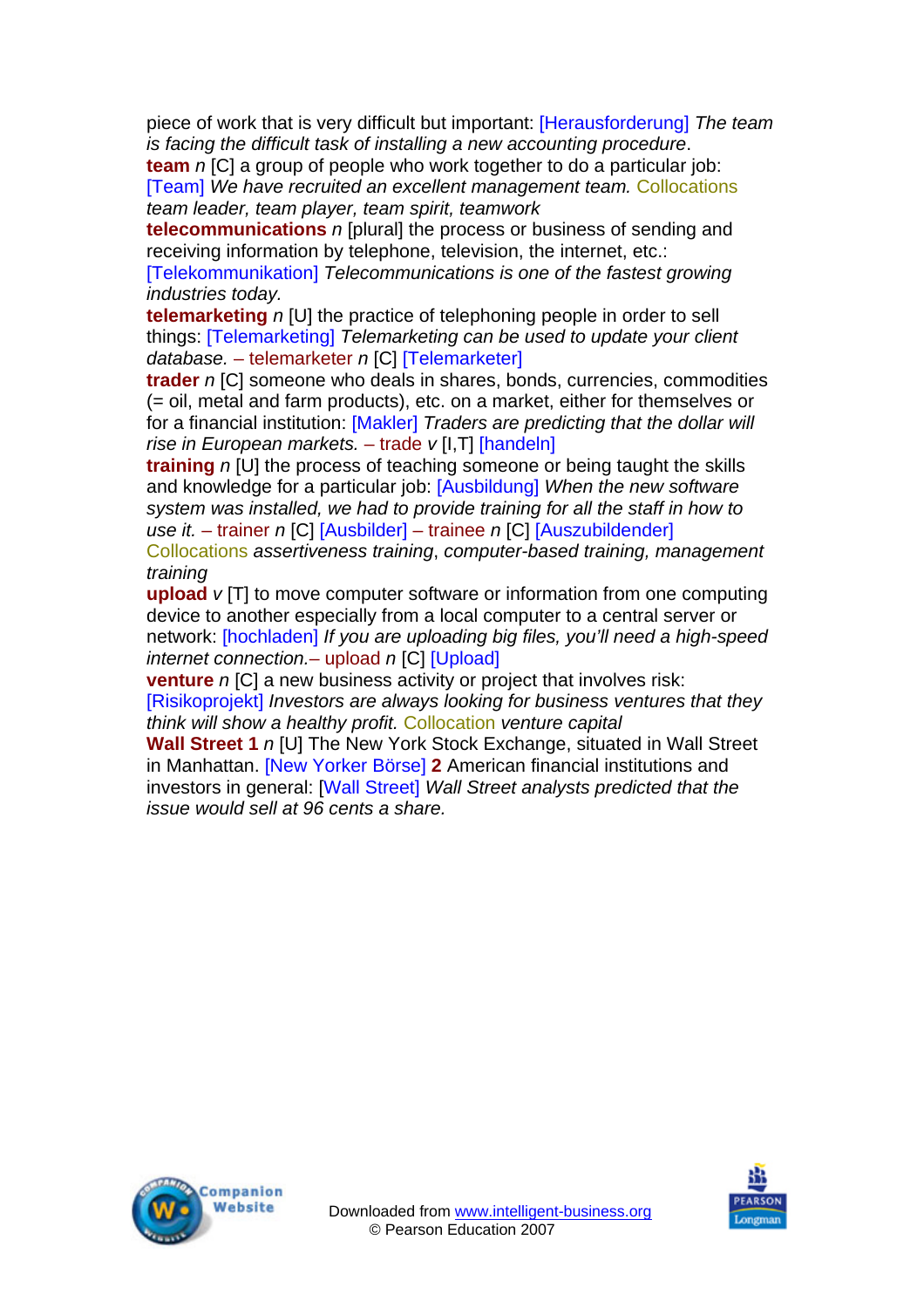piece of work that is very difficult but important: [Herausforderung] *The team is facing the difficult task of installing a new accounting procedure*.

**team** *n* [C] a group of people who work together to do a particular job: [Team] *We have recruited an excellent management team.* Collocations *team leader, team player, team spirit, teamwork*

**telecommunications** *n* [plural] the process or business of sending and receiving information by telephone, television, the internet, etc.: [Telekommunikation] *Telecommunications is one of the fastest growing industries today.*

**telemarketing** *n* [U] the practice of telephoning people in order to sell things: [Telemarketing] *Telemarketing can be used to update your client database.* – telemarketer *n* [C] [Telemarketer]

**trader** *n* [C] someone who deals in shares, bonds, currencies, commodities (= oil, metal and farm products), etc. on a market, either for themselves or for a financial institution: [Makler] *Traders are predicting that the dollar will rise in European markets.* – trade *v* [I,T] [handeln]

**training** *n* [U] the process of teaching someone or being taught the skills and knowledge for a particular job: [Ausbildung] *When the new software system was installed, we had to provide training for all the staff in how to use it.* – trainer *n* [C] [Ausbilder] – trainee *n* [C] [Auszubildender] Collocations *assertiveness training*, *computer-based training, management training*

**upload** *v* [T] to move computer software or information from one computing device to another especially from a local computer to a central server or network: [hochladen] *If you are uploading big files, you'll need a high-speed internet connection.*– upload *n* [C] [Upload]

**venture** *n* [C] a new business activity or project that involves risk: [Risikoprojekt] *Investors are always looking for business ventures that they think will show a healthy profit.* Collocation *venture capital*

**Wall Street 1** *n* [U] The New York Stock Exchange, situated in Wall Street in Manhattan. [New Yorker Börse] **2** American financial institutions and investors in general: [Wall Street] *Wall Street analysts predicted that the issue would sell at 96 cents a share.*